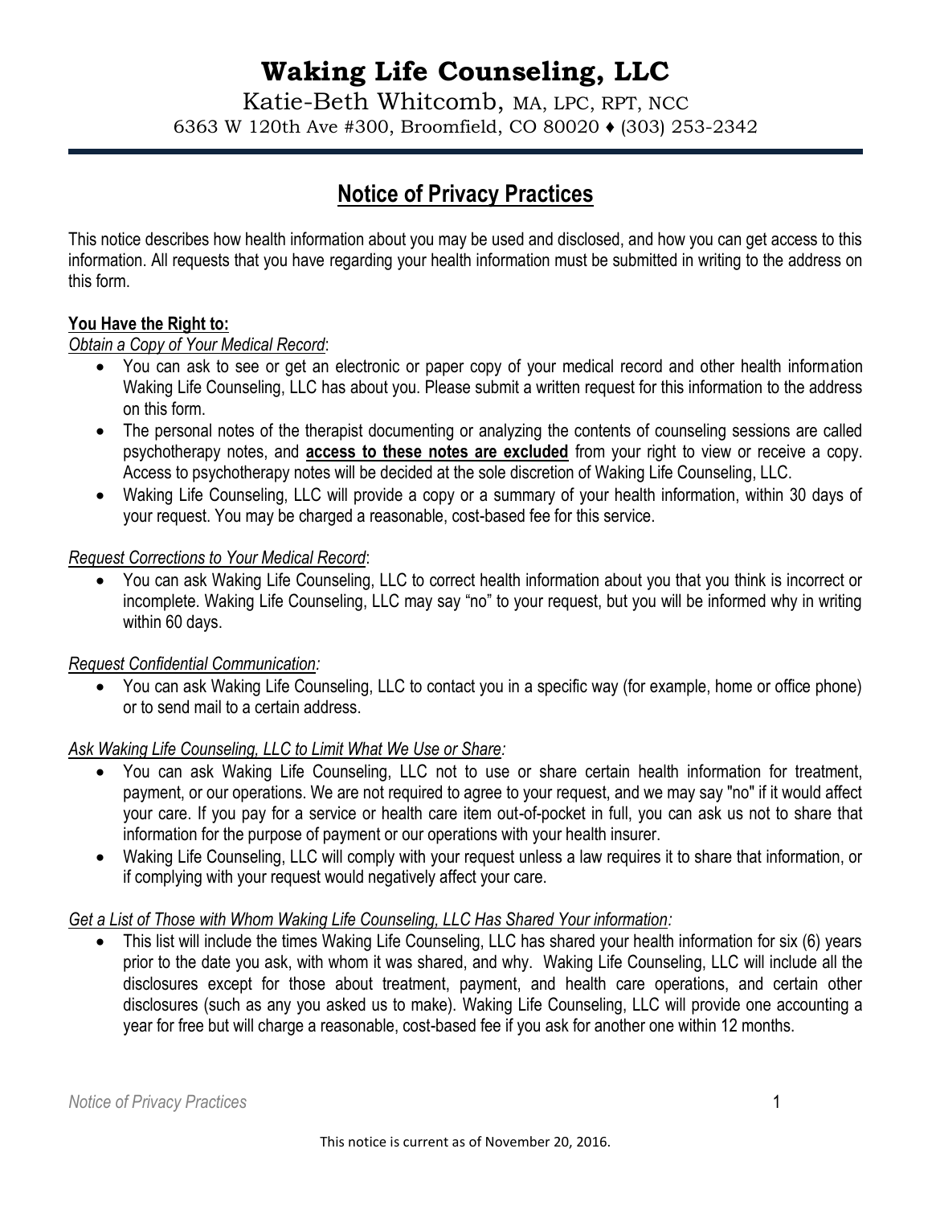# Waking Life Counseling, LLC

Katie-Beth Whitcomb, MA, LPC, RPT, NCC

6363 W 120th Ave #300, Broomfield, CO 80020 ♦ (303) 253-2342

## Notice of Privacy Practices

This notice describes how health information about you may be used and disclosed, and how you can get access to this information. All requests that you have regarding your health information must be submitted in writing to the address on this form.

**You Have the Right to:**

*Obtain a Copy of Your Medical Record*:

- You can ask to see or get an electronic or paper copy of your medical record and other health information Waking Life Counseling, LLC has about you. Please submit a written request for this information to the address on this form.
- The personal notes of the therapist documenting or analyzing the contents of counseling sessions are called psychotherapy notes, and **access to these notes are excluded** from your right to view or receive a copy. Access to psychotherapy notes will be decided at the sole discretion of Waking Life Counseling, LLC.
- Waking Life Counseling, LLC will provide a copy or a summary of your health information, within 30 days of your request. You may be charged a reasonable, cost-based fee for this service.

*Request Corrections to Your Medical Record*:

- You can ask Waking Life Counseling, LLC to correct health information about you that you think is incorrect or incomplete. Waking Life Counseling, LLC may say "no" to your request, but you will be informed why in writing within 60 days.

*Request Confidential Communication:*

- You can ask Waking Life Counseling, LLC to contact you in a specific way (for example, home or office phone) or to send mail to a certain address.

*Ask Waking Life Counseling, LLC to Limit What We Use or Share:*

- You can ask Waking Life Counseling, LLC not to use or share certain health information for treatment, payment, or our operations. We are not required to agree to your request, and we may say "no" if it would affect your care. If you pay for a service or health care item out-of-pocket in full, you can ask us not to share that information for the purpose of payment or our operations with your health insurer.
- Waking Life Counseling, LLC will comply with your request unless a law requires it to share that information, or if complying with your request would negatively affect your care.

*Get a List of Those with Whom Waking Life Counseling, LLC Has Shared Your information:*

- This list will include the times Waking Life Counseling, LLC has shared your health information for six (6) years prior to the date you ask, with whom it was shared, and why. Waking Life Counseling, LLC will include all the disclosures except for those about treatment, payment, and health care operations, and certain other disclosures (such as any you asked us to make). Waking Life Counseling, LLC will provide one accounting a year for free but will charge a reasonable, cost-based fee if you ask for another one within 12 months.

This notice is current as of November 20, 2016.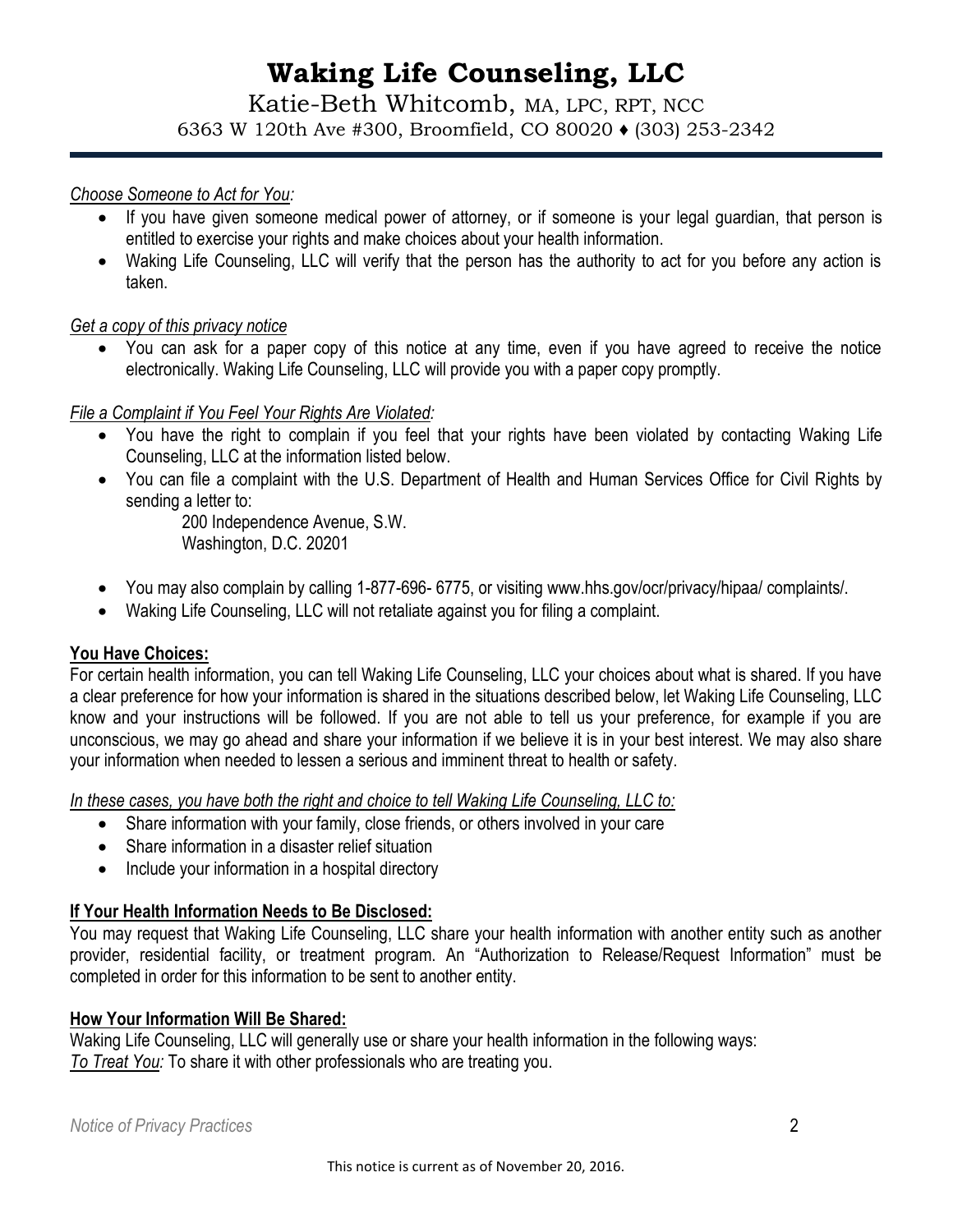*Choose Someone to Act for You:*

- If you have given someone medical power of attorney, or if someone is your legal guardian, that person is entitled to exercise your rights and make choices about your health information.
- Waking Life Counseling, LLC will verify that the person has the authority to act for you before any action is taken.

*Get a copy of this privacy notice*

- You can ask for a paper copy of this notice at any time, even if you have agreed to receive the notice electronically. Waking Life Counseling, LLC will provide you with a paper copy promptly.

*File a Complaint if You Feel Your Rights Are Violated:*

- You have the right to complain if you feel that your rights have been violated by contacting Waking Life Counseling, LLC at the information listed below.
- You can file a complaint with the U.S. Department of Health and Human Services Office for Civil Rights by sending a letter to:

  200 Independence Avenue, S.W.
  Washington, D.C. 20201

- You may also complain by calling 1-877-696- 6775, or visiting www.hhs.gov/ocr/privacy/hipaa/ complaints/.
- Waking Life Counseling, LLC will not retaliate against you for filing a complaint.

**You Have Choices:**

For certain health information, you can tell Waking Life Counseling, LLC your choices about what is shared. If you have a clear preference for how your information is shared in the situations described below, let Waking Life Counseling, LLC know and your instructions will be followed. If you are not able to tell us your preference, for example if you are unconscious, we may go ahead and share your information if we believe it is in your best interest. We may also share your information when needed to lessen a serious and imminent threat to health or safety.

*In these cases, you have both the right and choice to tell Waking Life Counseling, LLC to:*

- Share information with your family, close friends, or others involved in your care
- Share information in a disaster relief situation
- Include your information in a hospital directory

**If Your Health Information Needs to Be Disclosed:**

You may request that Waking Life Counseling, LLC share your health information with another entity such as another provider, residential facility, or treatment program. An "Authorization to Release/Request Information" must be completed in order for this information to be sent to another entity.

**How Your Information Will Be Shared:**

Waking Life Counseling, LLC will generally use or share your health information in the following ways:
*To Treat You:* To share it with other professionals who are treating you.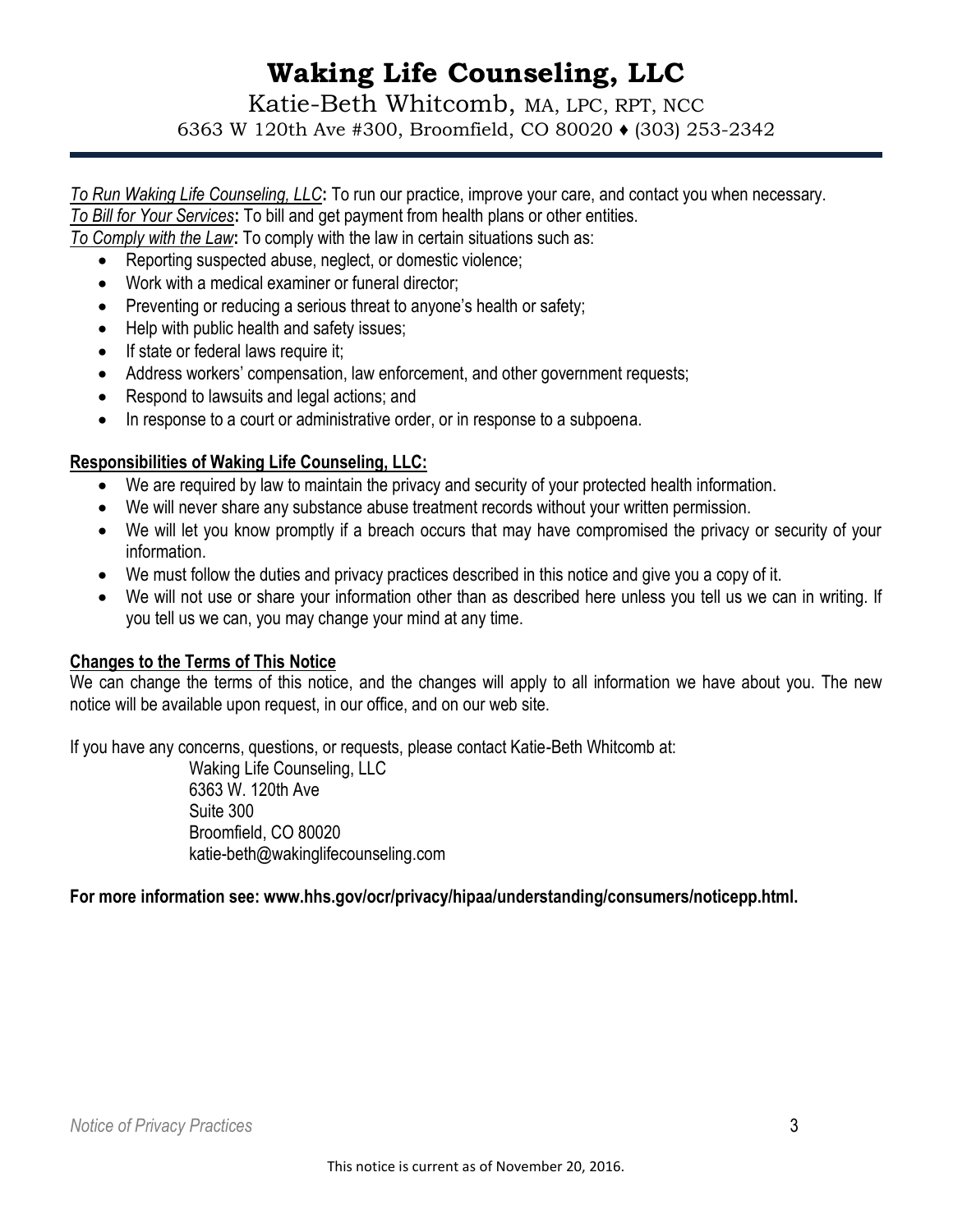*To Run Waking Life Counseling, LLC***:** To run our practice, improve your care, and contact you when necessary.
*To Bill for Your Services***:** To bill and get payment from health plans or other entities.
*To Comply with the Law***:** To comply with the law in certain situations such as:

- Reporting suspected abuse, neglect, or domestic violence;
- Work with a medical examiner or funeral director;
- Preventing or reducing a serious threat to anyone's health or safety;
- Help with public health and safety issues;
- If state or federal laws require it;
- Address workers' compensation, law enforcement, and other government requests;
- Respond to lawsuits and legal actions; and
- In response to a court or administrative order, or in response to a subpoena.

**Responsibilities of Waking Life Counseling, LLC:**

- We are required by law to maintain the privacy and security of your protected health information.
- We will never share any substance abuse treatment records without your written permission.
- We will let you know promptly if a breach occurs that may have compromised the privacy or security of your information.
- We must follow the duties and privacy practices described in this notice and give you a copy of it.
- We will not use or share your information other than as described here unless you tell us we can in writing. If you tell us we can, you may change your mind at any time.

**Changes to the Terms of This Notice**

We can change the terms of this notice, and the changes will apply to all information we have about you. The new notice will be available upon request, in our office, and on our web site.

If you have any concerns, questions, or requests, please contact Katie-Beth Whitcomb at:

Waking Life Counseling, LLC
6363 W. 120th Ave
Suite 300
Broomfield, CO 80020
katie-beth@wakinglifecounseling.com

**For more information see: www.hhs.gov/ocr/privacy/hipaa/understanding/consumers/noticepp.html.**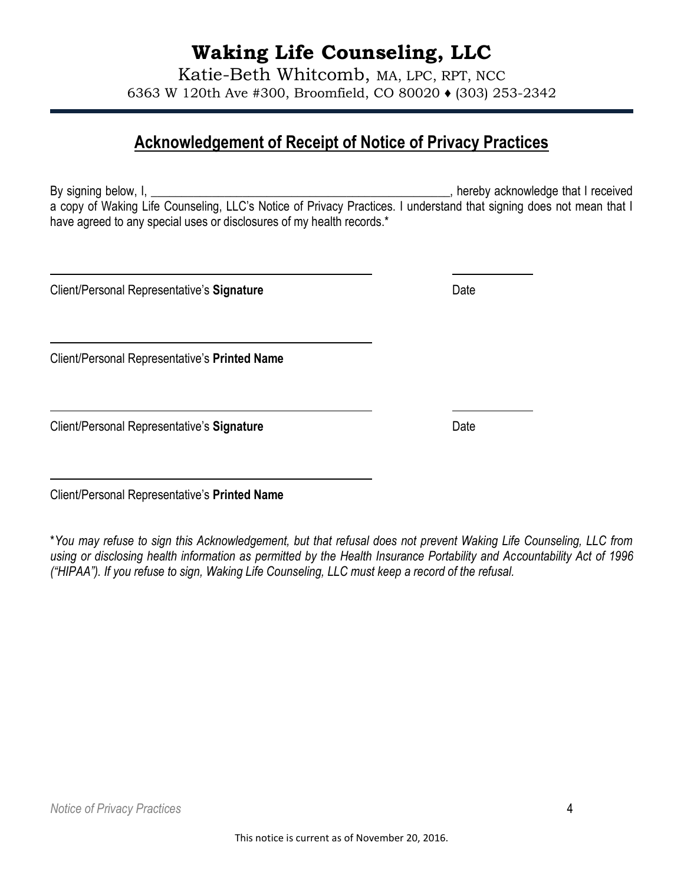# Waking Life Counseling, LLC

Katie-Beth Whitcomb, MA, LPC, RPT, NCC

6363 W 120th Ave #300, Broomfield, CO 80020 ♦ (303) 253-2342

## Acknowledgement of Receipt of Notice of Privacy Practices

By signing below, I, \_\_\_\_\_\_\_\_\_\_\_\_\_\_\_\_\_\_\_\_\_\_\_\_\_\_\_\_\_\_\_\_\_\_\_\_\_\_\_\_\_\_\_\_\_\_\_\_, hereby acknowledge that I received a copy of Waking Life Counseling, LLC's Notice of Privacy Practices. I understand that signing does not mean that I have agreed to any special uses or disclosures of my health records.*

\_\_\_\_\_\_\_\_\_\_\_\_\_\_\_\_\_\_\_\_\_\_\_\_\_\_\_\_\_\_\_\_\_\_\_\_\_\_\_\_\_\_ \_\_\_\_\_\_\_\_\_\_\_\_

Client/Personal Representative's **Signature** Date

\_\_\_\_\_\_\_\_\_\_\_\_\_\_\_\_\_\_\_\_\_\_\_\_\_\_\_\_\_\_\_\_\_\_\_\_\_\_\_\_\_\_

Client/Personal Representative's **Printed Name**

\_\_\_\_\_\_\_\_\_\_\_\_\_\_\_\_\_\_\_\_\_\_\_\_\_\_\_\_\_\_\_\_\_\_\_\_\_\_\_\_\_\_ \_\_\_\_\_\_\_\_\_\_\_\_

Client/Personal Representative's **Signature** Date

\_\_\_\_\_\_\_\_\_\_\_\_\_\_\_\_\_\_\_\_\_\_\_\_\_\_\_\_\_\_\_\_\_\_\_\_\_\_\_\_\_\_

Client/Personal Representative's **Printed Name**

**You may refuse to sign this Acknowledgement, but that refusal does not prevent Waking Life Counseling, LLC from using or disclosing health information as permitted by the Health Insurance Portability and Accountability Act of 1996 ("HIPAA"). If you refuse to sign, Waking Life Counseling, LLC must keep a record of the refusal.*

This notice is current as of November 20, 2016.